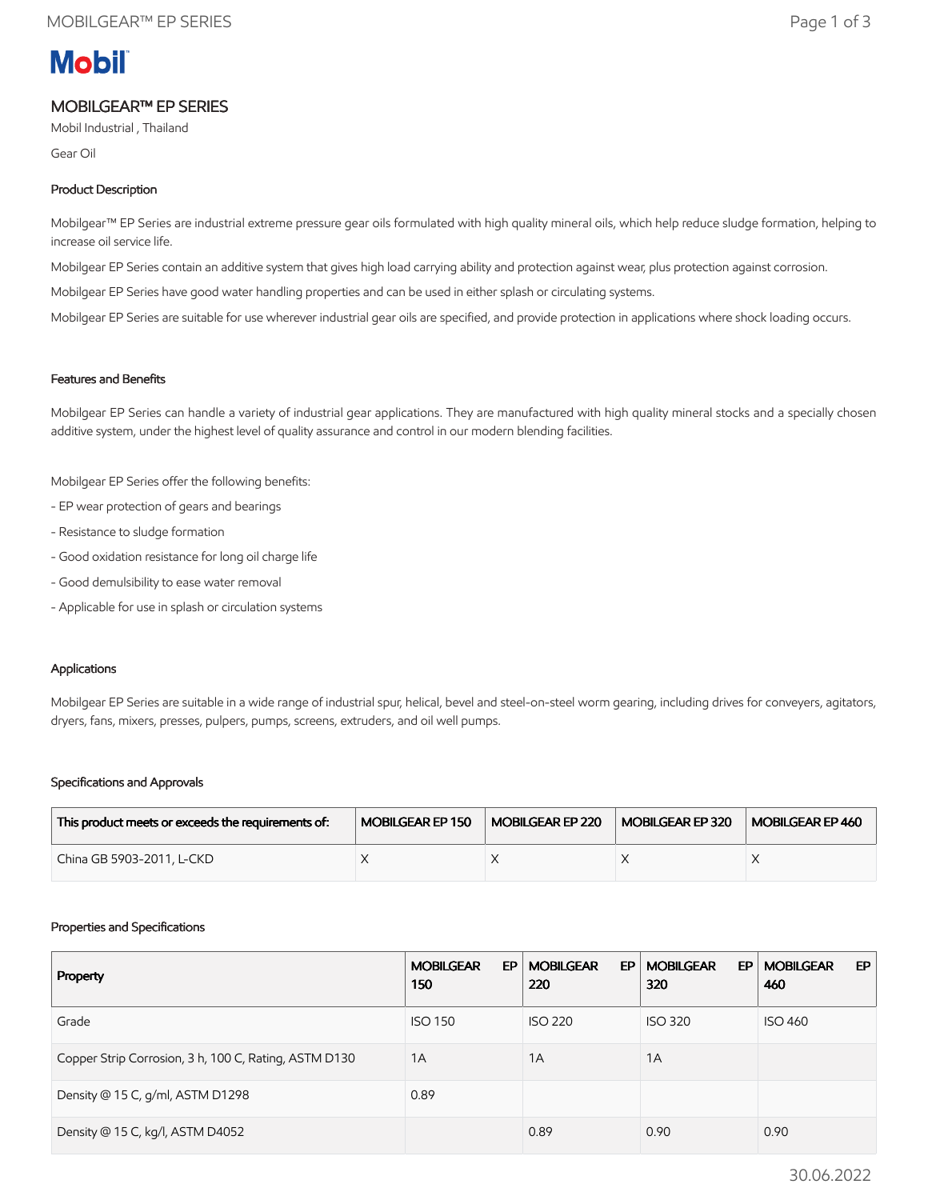# MOBILGEAR™ EP SERIES

Mobil Industrial , Thailand

Gear Oil

### Product Description

Mobilgear™ EP Series are industrial extreme pressure gear oils formulated with high quality mineral oils, which help reduce sludge formation, helping to increase oil service life.

Mobilgear EP Series contain an additive system that gives high load carrying ability and protection against wear, plus protection against corrosion.

Mobilgear EP Series have good water handling properties and can be used in either splash or circulating systems.

Mobilgear EP Series are suitable for use wherever industrial gear oils are specified, and provide protection in applications where shock loading occurs.

### Features and Benefits

Mobilgear EP Series can handle a variety of industrial gear applications. They are manufactured with high quality mineral stocks and a specially chosen additive system, under the highest level of quality assurance and control in our modern blending facilities.

Mobilgear EP Series offer the following benefits:

- EP wear protection of gears and bearings
- Resistance to sludge formation
- Good oxidation resistance for long oil charge life
- Good demulsibility to ease water removal
- Applicable for use in splash or circulation systems

### Applications

Mobilgear EP Series are suitable in a wide range of industrial spur, helical, bevel and steel-on-steel worm gearing, including drives for conveyers, agitators, dryers, fans, mixers, presses, pulpers, pumps, screens, extruders, and oil well pumps.

### Specifications and Approvals

| This product meets or exceeds the requirements of: | MOBILGEAR EP 150 | MOBILGEAR EP 220 | MOBILGEAR EP 320 | MOBILGEAR EP 460 |
|---|---|---|---|---|
| China GB 5903-2011, L-CKD | X | X | X | X |

### Properties and Specifications

| Property | MOBILGEAR EP 150 | MOBILGEAR EP 220 | MOBILGEAR EP 320 | MOBILGEAR EP 460 |
|---|---|---|---|---|
| Grade | ISO 150 | ISO 220 | ISO 320 | ISO 460 |
| Copper Strip Corrosion, 3 h, 100 C, Rating, ASTM D130 | 1A | 1A | 1A | |
| Density @ 15 C, g/ml, ASTM D1298 | 0.89 | | | |
| Density @ 15 C, kg/l, ASTM D4052 | | 0.89 | 0.90 | 0.90 |

30.06.2022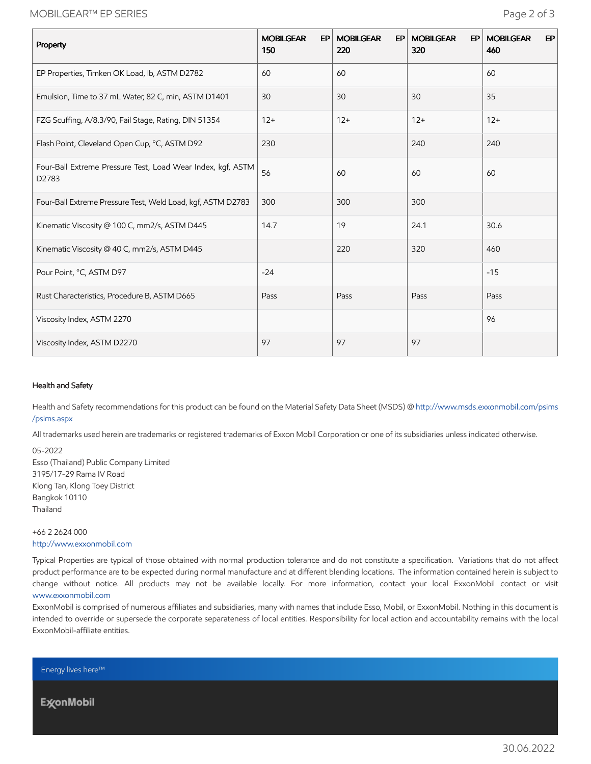| Property | MOBILGEAR EP 150 | MOBILGEAR EP 220 | MOBILGEAR EP 320 | MOBILGEAR EP 460 |
|---|---|---|---|---|
| EP Properties, Timken OK Load, lb, ASTM D2782 | 60 | 60 | | 60 |
| Emulsion, Time to 37 mL Water, 82 C, min, ASTM D1401 | 30 | 30 | 30 | 35 |
| FZG Scuffing, A/8.3/90, Fail Stage, Rating, DIN 51354 | 12+ | 12+ | 12+ | 12+ |
| Flash Point, Cleveland Open Cup, °C, ASTM D92 | 230 | | 240 | 240 |
| Four-Ball Extreme Pressure Test, Load Wear Index, kgf, ASTM D2783 | 56 | 60 | 60 | 60 |
| Four-Ball Extreme Pressure Test, Weld Load, kgf, ASTM D2783 | 300 | 300 | 300 | |
| Kinematic Viscosity @ 100 C, mm2/s, ASTM D445 | 14.7 | 19 | 24.1 | 30.6 |
| Kinematic Viscosity @ 40 C, mm2/s, ASTM D445 | | 220 | 320 | 460 |
| Pour Point, °C, ASTM D97 | -24 | | | -15 |
| Rust Characteristics, Procedure B, ASTM D665 | Pass | Pass | Pass | Pass |
| Viscosity Index, ASTM 2270 | | | | 96 |
| Viscosity Index, ASTM D2270 | 97 | 97 | 97 | |

### Health and Safety

Health and Safety recommendations for this product can be found on the Material Safety Data Sheet (MSDS) @ http://www.msds.exxonmobil.com/psims/psims.aspx

All trademarks used herein are trademarks or registered trademarks of Exxon Mobil Corporation or one of its subsidiaries unless indicated otherwise.

05-2022
Esso (Thailand) Public Company Limited
3195/17-29 Rama IV Road
Klong Tan, Klong Toey District
Bangkok 10110
Thailand

+66 2 2624 000
http://www.exxonmobil.com

Typical Properties are typical of those obtained with normal production tolerance and do not constitute a specification. Variations that do not affect product performance are to be expected during normal manufacture and at different blending locations. The information contained herein is subject to change without notice. All products may not be available locally. For more information, contact your local ExxonMobil contact or visit www.exxonmobil.com

ExxonMobil is comprised of numerous affiliates and subsidiaries, many with names that include Esso, Mobil, or ExxonMobil. Nothing in this document is intended to override or supersede the corporate separateness of local entities. Responsibility for local action and accountability remains with the local ExxonMobil-affiliate entities.

Energy lives here™

ExxonMobil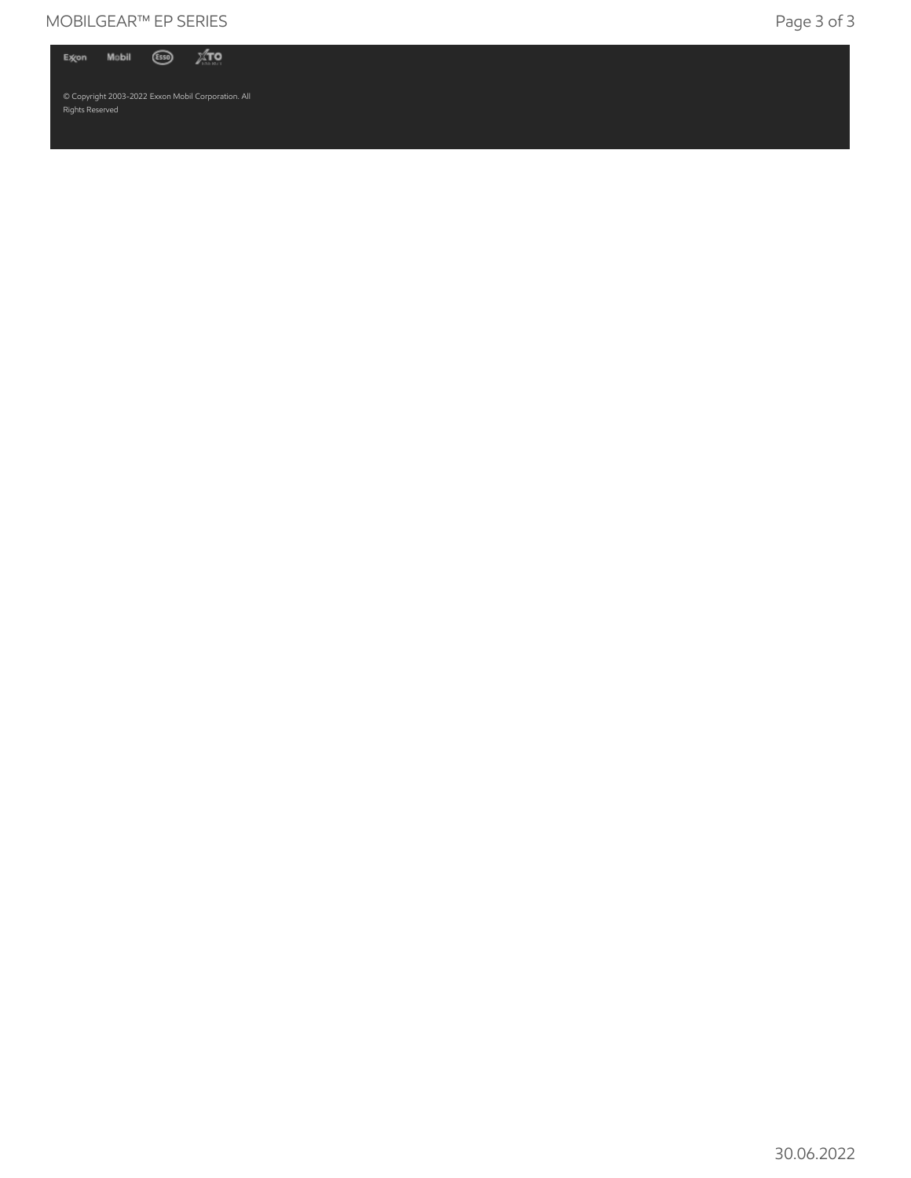Exxon Mobil Esso XTO

© Copyright 2003-2022 Exxon Mobil Corporation. All Rights Reserved